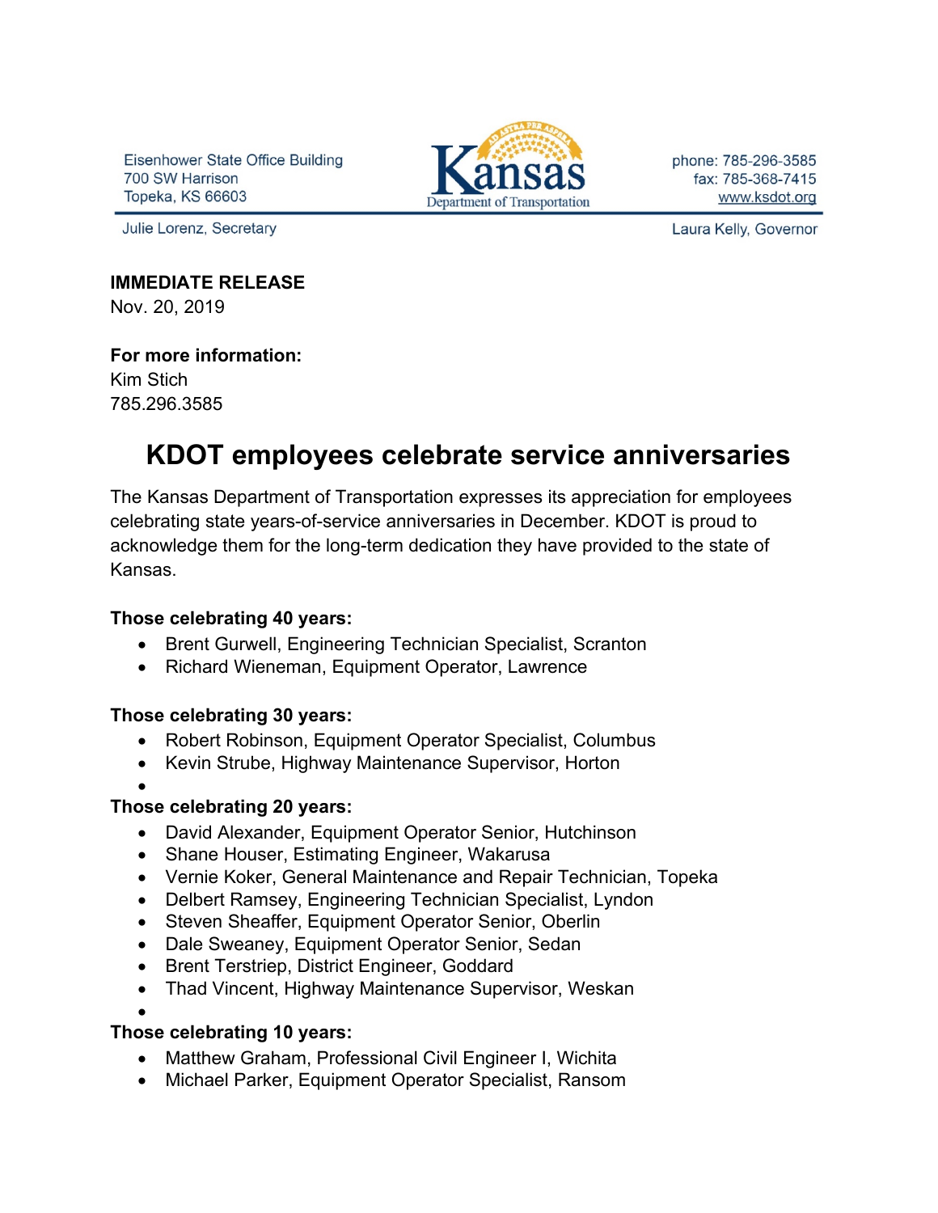Eisenhower State Office Building
700 SW Harrison
Topeka, KS 66603

Kansas Department of Transportation

phone: 785-296-3585
fax: 785-368-7415
www.ksdot.org

Julie Lorenz, Secretary

Laura Kelly, Governor

**IMMEDIATE RELEASE**
Nov. 20, 2019

**For more information:**
Kim Stich
785.296.3585

# KDOT employees celebrate service anniversaries

The Kansas Department of Transportation expresses its appreciation for employees celebrating state years-of-service anniversaries in December. KDOT is proud to acknowledge them for the long-term dedication they have provided to the state of Kansas.

**Those celebrating 40 years:**

- Brent Gurwell, Engineering Technician Specialist, Scranton
- Richard Wieneman, Equipment Operator, Lawrence

**Those celebrating 30 years:**

- Robert Robinson, Equipment Operator Specialist, Columbus
- Kevin Strube, Highway Maintenance Supervisor, Horton

**Those celebrating 20 years:**

- David Alexander, Equipment Operator Senior, Hutchinson
- Shane Houser, Estimating Engineer, Wakarusa
- Vernie Koker, General Maintenance and Repair Technician, Topeka
- Delbert Ramsey, Engineering Technician Specialist, Lyndon
- Steven Sheaffer, Equipment Operator Senior, Oberlin
- Dale Sweaney, Equipment Operator Senior, Sedan
- Brent Terstriep, District Engineer, Goddard
- Thad Vincent, Highway Maintenance Supervisor, Weskan

**Those celebrating 10 years:**

- Matthew Graham, Professional Civil Engineer I, Wichita
- Michael Parker, Equipment Operator Specialist, Ransom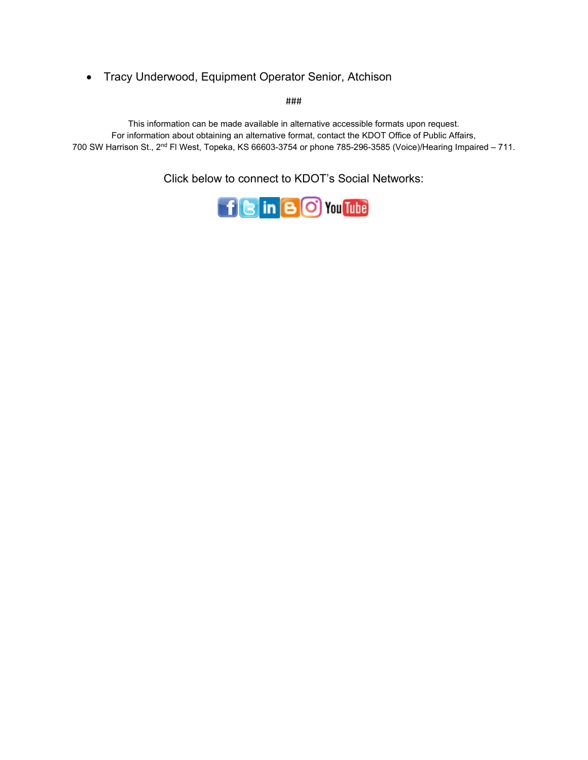- Tracy Underwood, Equipment Operator Senior, Atchison

###

This information can be made available in alternative accessible formats upon request.
For information about obtaining an alternative format, contact the KDOT Office of Public Affairs,
700 SW Harrison St., 2nd Fl West, Topeka, KS 66603-3754 or phone 785-296-3585 (Voice)/Hearing Impaired – 711.

Click below to connect to KDOT's Social Networks: